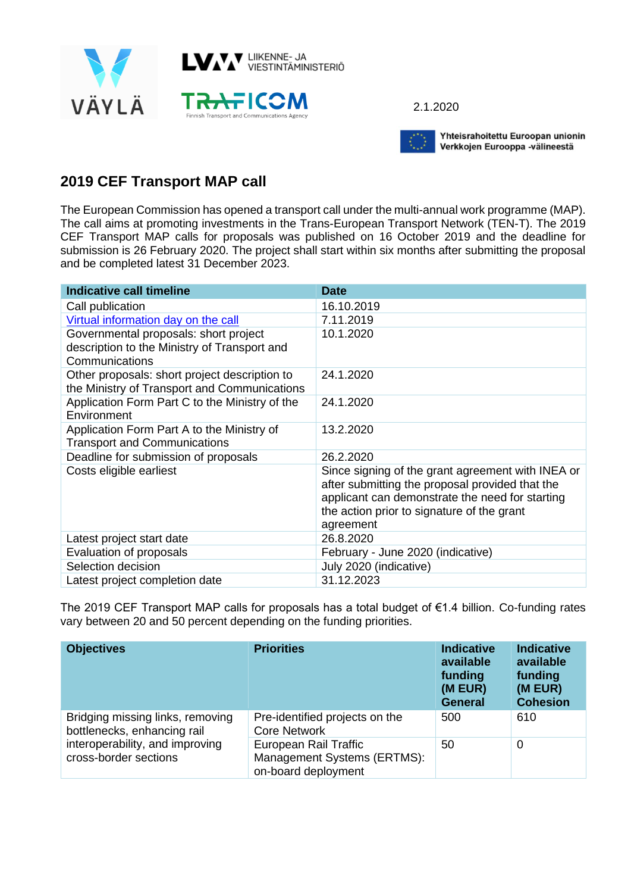2.1.2020

Yhteisrahoitettu Euroopan unionin Verkkojen Eurooppa -välineestä

## 2019 CEF Transport MAP call

The European Commission has opened a transport call under the multi-annual work programme (MAP). The call aims at promoting investments in the Trans-European Transport Network (TEN-T). The 2019 CEF Transport MAP calls for proposals was published on 16 October 2019 and the deadline for submission is 26 February 2020. The project shall start within six months after submitting the proposal and be completed latest 31 December 2023.

| Indicative call timeline | Date |
|---|---|
| Call publication | 16.10.2019 |
| Virtual information day on the call | 7.11.2019 |
| Governmental proposals: short project description to the Ministry of Transport and Communications | 10.1.2020 |
| Other proposals: short project description to the Ministry of Transport and Communications | 24.1.2020 |
| Application Form Part C to the Ministry of the Environment | 24.1.2020 |
| Application Form Part A to the Ministry of Transport and Communications | 13.2.2020 |
| Deadline for submission of proposals | 26.2.2020 |
| Costs eligible earliest | Since signing of the grant agreement with INEA or after submitting the proposal provided that the applicant can demonstrate the need for starting the action prior to signature of the grant agreement |
| Latest project start date | 26.8.2020 |
| Evaluation of proposals | February - June 2020 (indicative) |
| Selection decision | July 2020 (indicative) |
| Latest project completion date | 31.12.2023 |

The 2019 CEF Transport MAP calls for proposals has a total budget of €1.4 billion. Co-funding rates vary between 20 and 50 percent depending on the funding priorities.

| Objectives | Priorities | Indicative available funding (M EUR) General | Indicative available funding (M EUR) Cohesion |
|---|---|---|---|
| Bridging missing links, removing bottlenecks, enhancing rail interoperability, and improving cross-border sections | Pre-identified projects on the Core Network | 500 | 610 |
| | European Rail Traffic Management Systems (ERTMS): on-board deployment | 50 | 0 |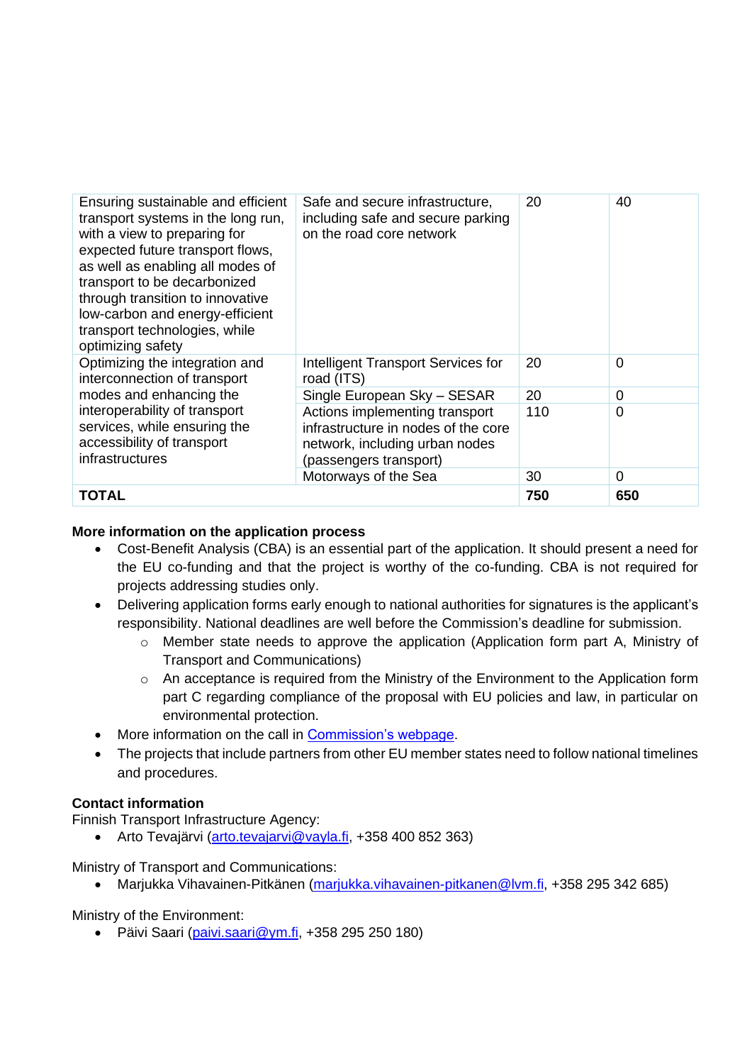| | | | |
|---|---|---|---|
| Ensuring sustainable and efficient transport systems in the long run, with a view to preparing for expected future transport flows, as well as enabling all modes of transport to be decarbonized through transition to innovative low-carbon and energy-efficient transport technologies, while optimizing safety | Safe and secure infrastructure, including safe and secure parking on the road core network | 20 | 40 |
| Optimizing the integration and interconnection of transport modes and enhancing the interoperability of transport services, while ensuring the accessibility of transport infrastructures | Intelligent Transport Services for road (ITS) | 20 | 0 |
| | Single European Sky – SESAR | 20 | 0 |
| | Actions implementing transport infrastructure in nodes of the core network, including urban nodes (passengers transport) | 110 | 0 |
| | Motorways of the Sea | 30 | 0 |
| **TOTAL** | | **750** | **650** |

**More information on the application process**

- Cost-Benefit Analysis (CBA) is an essential part of the application. It should present a need for the EU co-funding and that the project is worthy of the co-funding. CBA is not required for projects addressing studies only.
- Delivering application forms early enough to national authorities for signatures is the applicant's responsibility. National deadlines are well before the Commission's deadline for submission.
  - Member state needs to approve the application (Application form part A, Ministry of Transport and Communications)
  - An acceptance is required from the Ministry of the Environment to the Application form part C regarding compliance of the proposal with EU policies and law, in particular on environmental protection.
- More information on the call in [Commission's webpage](#).
- The projects that include partners from other EU member states need to follow national timelines and procedures.

**Contact information**

Finnish Transport Infrastructure Agency:

- Arto Tevajärvi (arto.tevajarvi@vayla.fi, +358 400 852 363)

Ministry of Transport and Communications:

- Marjukka Vihavainen-Pitkänen (marjukka.vihavainen-pitkanen@lvm.fi, +358 295 342 685)

Ministry of the Environment:

- Päivi Saari (paivi.saari@ym.fi, +358 295 250 180)